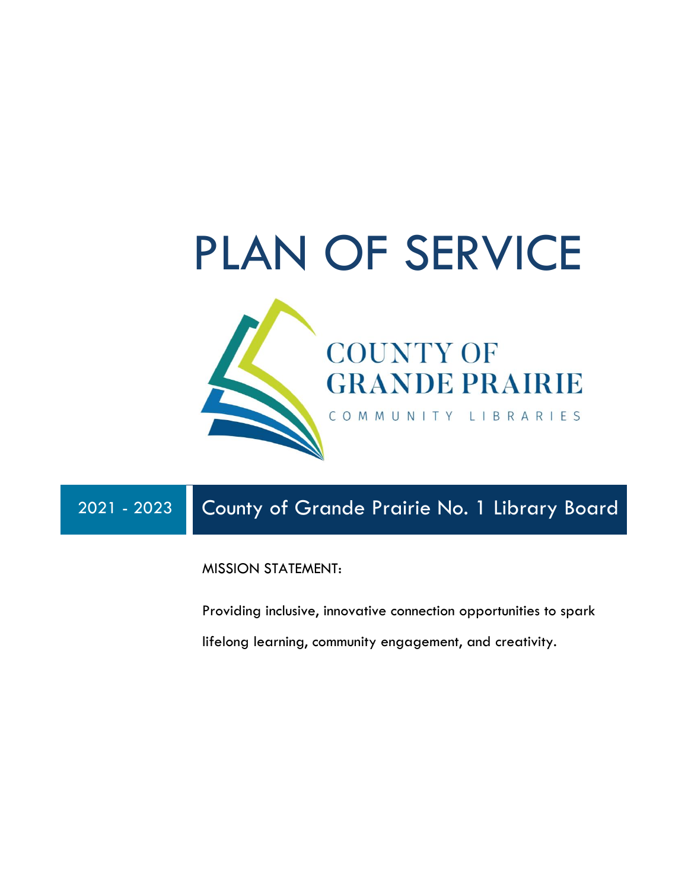# PLAN OF SERVICE

COUNTY OF GRANDE PRAIRIE

COMMUNITY LIBRARIES

2021 - 2023 | County of Grande Prairie No. 1 Library Board

MISSION STATEMENT:

Providing inclusive, innovative connection opportunities to spark lifelong learning, community engagement, and creativity.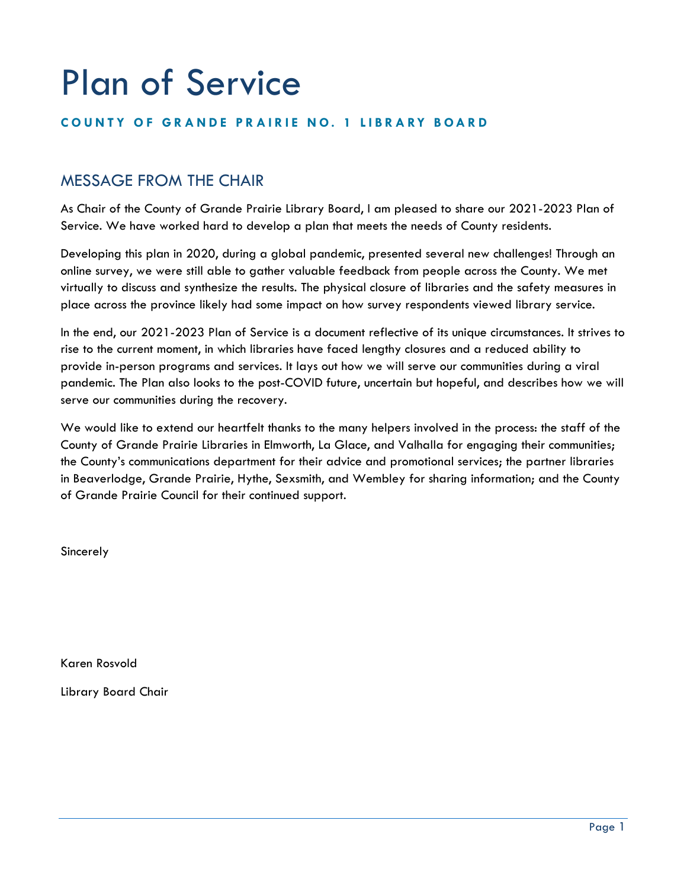# Plan of Service

**COUNTY OF GRANDE PRAIRIE NO. 1 LIBRARY BOARD**

## MESSAGE FROM THE CHAIR

As Chair of the County of Grande Prairie Library Board, I am pleased to share our 2021-2023 Plan of Service. We have worked hard to develop a plan that meets the needs of County residents.

Developing this plan in 2020, during a global pandemic, presented several new challenges! Through an online survey, we were still able to gather valuable feedback from people across the County. We met virtually to discuss and synthesize the results. The physical closure of libraries and the safety measures in place across the province likely had some impact on how survey respondents viewed library service.

In the end, our 2021-2023 Plan of Service is a document reflective of its unique circumstances. It strives to rise to the current moment, in which libraries have faced lengthy closures and a reduced ability to provide in-person programs and services. It lays out how we will serve our communities during a viral pandemic. The Plan also looks to the post-COVID future, uncertain but hopeful, and describes how we will serve our communities during the recovery.

We would like to extend our heartfelt thanks to the many helpers involved in the process: the staff of the County of Grande Prairie Libraries in Elmworth, La Glace, and Valhalla for engaging their communities; the County's communications department for their advice and promotional services; the partner libraries in Beaverlodge, Grande Prairie, Hythe, Sexsmith, and Wembley for sharing information; and the County of Grande Prairie Council for their continued support.

Sincerely

Karen Rosvold

Library Board Chair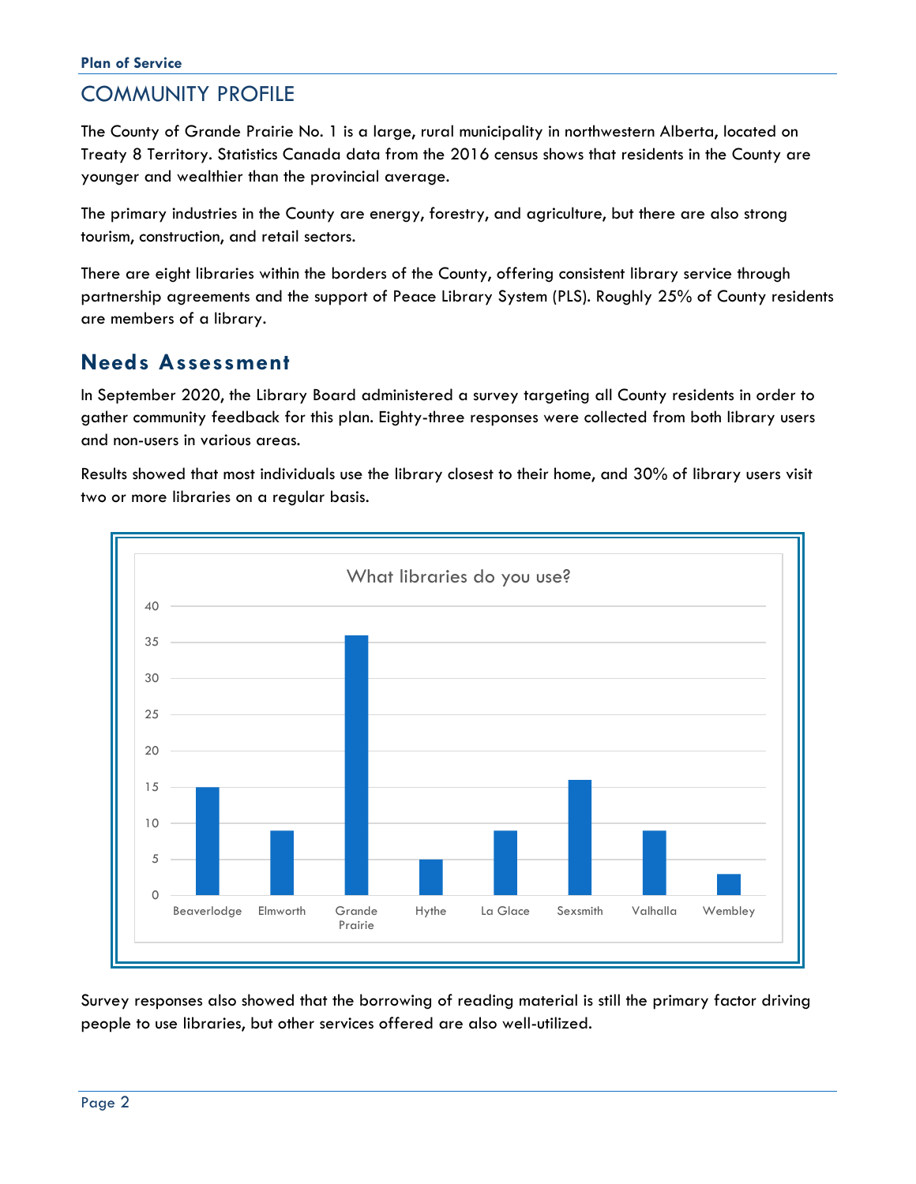## COMMUNITY PROFILE

The County of Grande Prairie No. 1 is a large, rural municipality in northwestern Alberta, located on Treaty 8 Territory. Statistics Canada data from the 2016 census shows that residents in the County are younger and wealthier than the provincial average.

The primary industries in the County are energy, forestry, and agriculture, but there are also strong tourism, construction, and retail sectors.

There are eight libraries within the borders of the County, offering consistent library service through partnership agreements and the support of Peace Library System (PLS). Roughly 25% of County residents are members of a library.

## Needs Assessment

In September 2020, the Library Board administered a survey targeting all County residents in order to gather community feedback for this plan. Eighty-three responses were collected from both library users and non-users in various areas.

Results showed that most individuals use the library closest to their home, and 30% of library users visit two or more libraries on a regular basis.

What libraries do you use?

| Library | Responses |
|---|---|
| Beaverlodge | 15 |
| Elmworth | 9 |
| Grande Prairie | 36 |
| Hythe | 5 |
| La Glace | 9 |
| Sexsmith | 16 |
| Valhalla | 9 |
| Wembley | 3 |

Survey responses also showed that the borrowing of reading material is still the primary factor driving people to use libraries, but other services offered are also well-utilized.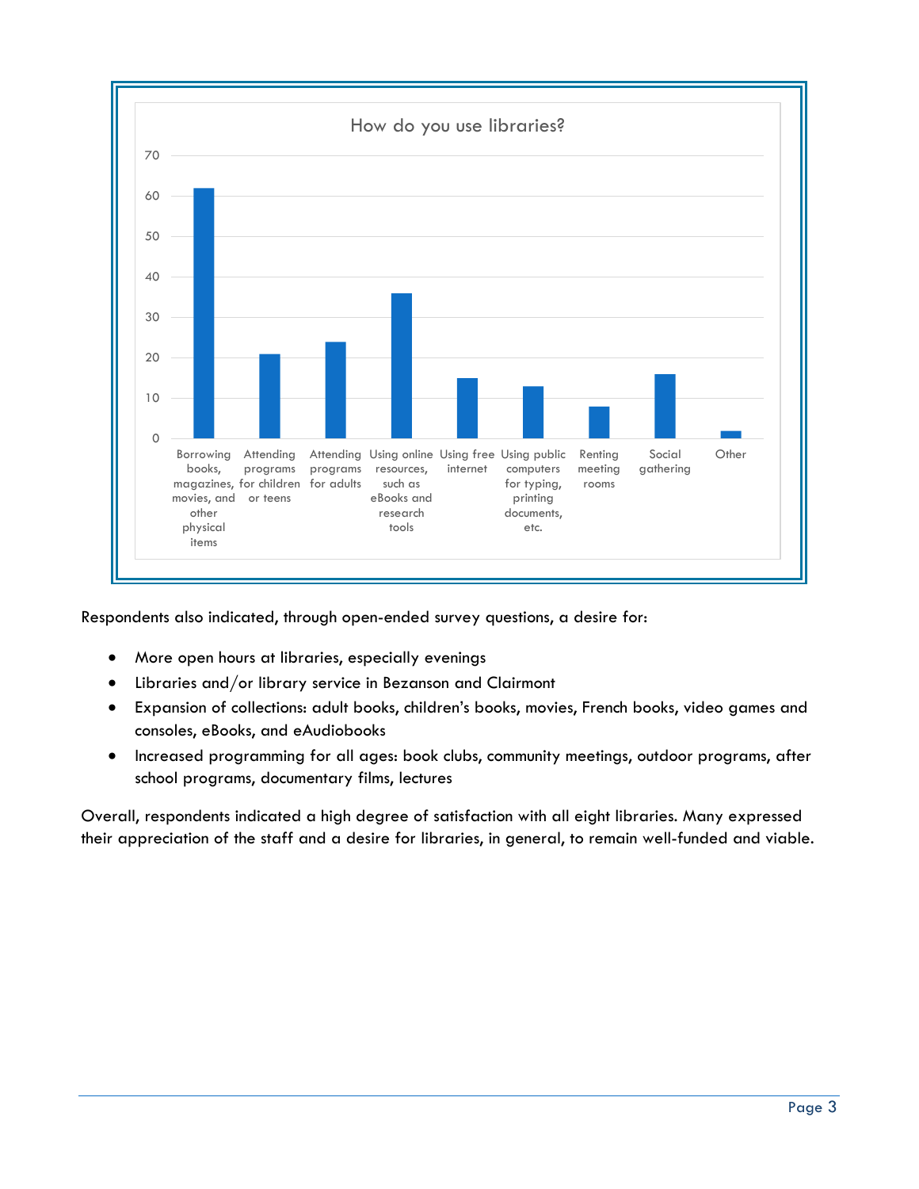**How do you use libraries?**

| Use | Responses |
|---|---|
| Borrowing books, magazines, movies, and other physical items | 62 |
| Attending programs for children or teens | 21 |
| Attending programs for adults | 24 |
| Using online resources, such as eBooks and research tools | 36 |
| Using free internet | 15 |
| Using public computers for typing, printing documents, etc. | 13 |
| Renting meeting rooms | 8 |
| Social gathering | 16 |
| Other | 2 |

Respondents also indicated, through open-ended survey questions, a desire for:

- More open hours at libraries, especially evenings
- Libraries and/or library service in Bezanson and Clairmont
- Expansion of collections: adult books, children's books, movies, French books, video games and consoles, eBooks, and eAudiobooks
- Increased programming for all ages: book clubs, community meetings, outdoor programs, after school programs, documentary films, lectures

Overall, respondents indicated a high degree of satisfaction with all eight libraries. Many expressed their appreciation of the staff and a desire for libraries, in general, to remain well-funded and viable.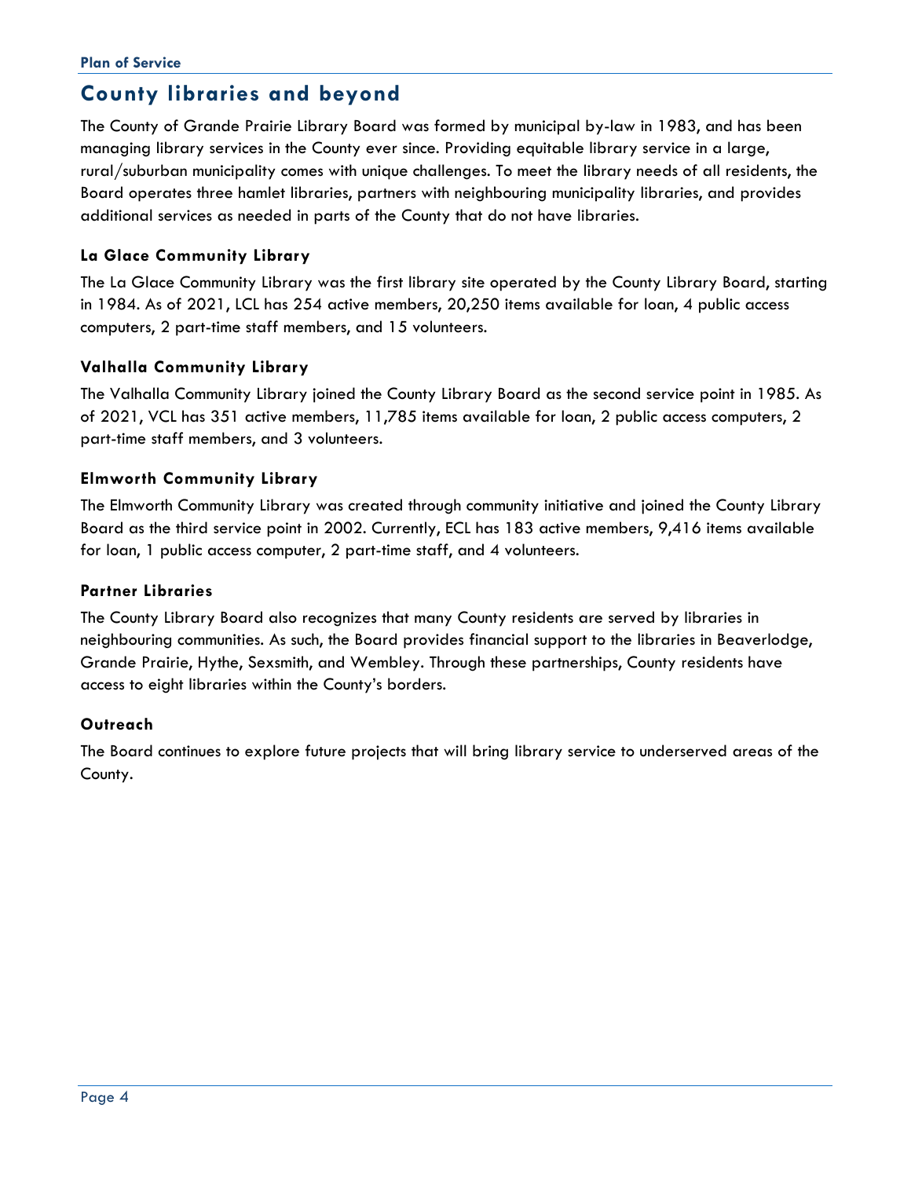# County libraries and beyond

The County of Grande Prairie Library Board was formed by municipal by-law in 1983, and has been managing library services in the County ever since. Providing equitable library service in a large, rural/suburban municipality comes with unique challenges. To meet the library needs of all residents, the Board operates three hamlet libraries, partners with neighbouring municipality libraries, and provides additional services as needed in parts of the County that do not have libraries.

### La Glace Community Library

The La Glace Community Library was the first library site operated by the County Library Board, starting in 1984. As of 2021, LCL has 254 active members, 20,250 items available for loan, 4 public access computers, 2 part-time staff members, and 15 volunteers.

### Valhalla Community Library

The Valhalla Community Library joined the County Library Board as the second service point in 1985. As of 2021, VCL has 351 active members, 11,785 items available for loan, 2 public access computers, 2 part-time staff members, and 3 volunteers.

### Elmworth Community Library

The Elmworth Community Library was created through community initiative and joined the County Library Board as the third service point in 2002. Currently, ECL has 183 active members, 9,416 items available for loan, 1 public access computer, 2 part-time staff, and 4 volunteers.

### Partner Libraries

The County Library Board also recognizes that many County residents are served by libraries in neighbouring communities. As such, the Board provides financial support to the libraries in Beaverlodge, Grande Prairie, Hythe, Sexsmith, and Wembley. Through these partnerships, County residents have access to eight libraries within the County's borders.

### Outreach

The Board continues to explore future projects that will bring library service to underserved areas of the County.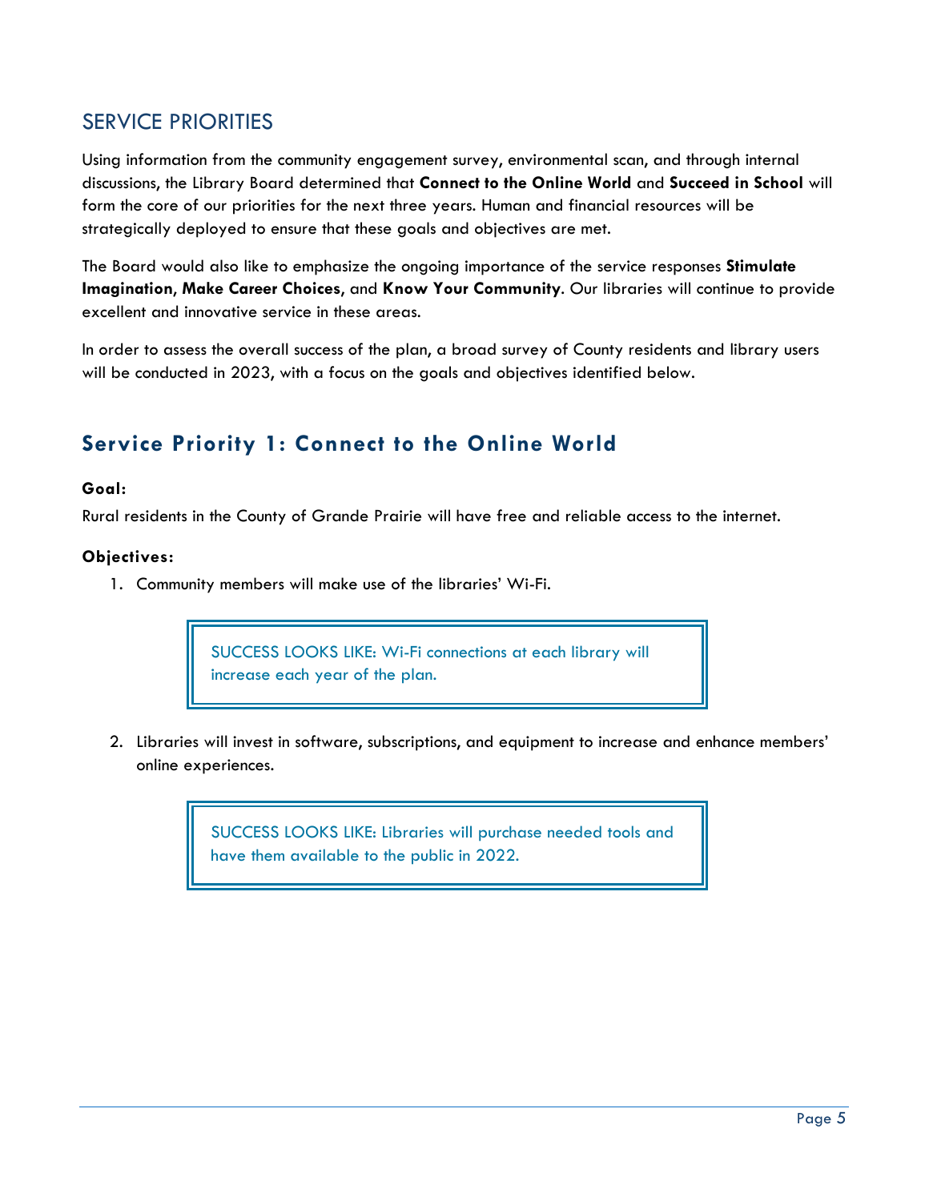## SERVICE PRIORITIES

Using information from the community engagement survey, environmental scan, and through internal discussions, the Library Board determined that **Connect to the Online World** and **Succeed in School** will form the core of our priorities for the next three years. Human and financial resources will be strategically deployed to ensure that these goals and objectives are met.

The Board would also like to emphasize the ongoing importance of the service responses **Stimulate Imagination**, **Make Career Choices**, and **Know Your Community**. Our libraries will continue to provide excellent and innovative service in these areas.

In order to assess the overall success of the plan, a broad survey of County residents and library users will be conducted in 2023, with a focus on the goals and objectives identified below.

## Service Priority 1: Connect to the Online World

**Goal:**

Rural residents in the County of Grande Prairie will have free and reliable access to the internet.

**Objectives:**

1. Community members will make use of the libraries' Wi-Fi.

   > SUCCESS LOOKS LIKE: Wi-Fi connections at each library will increase each year of the plan.

2. Libraries will invest in software, subscriptions, and equipment to increase and enhance members' online experiences.

   > SUCCESS LOOKS LIKE: Libraries will purchase needed tools and have them available to the public in 2022.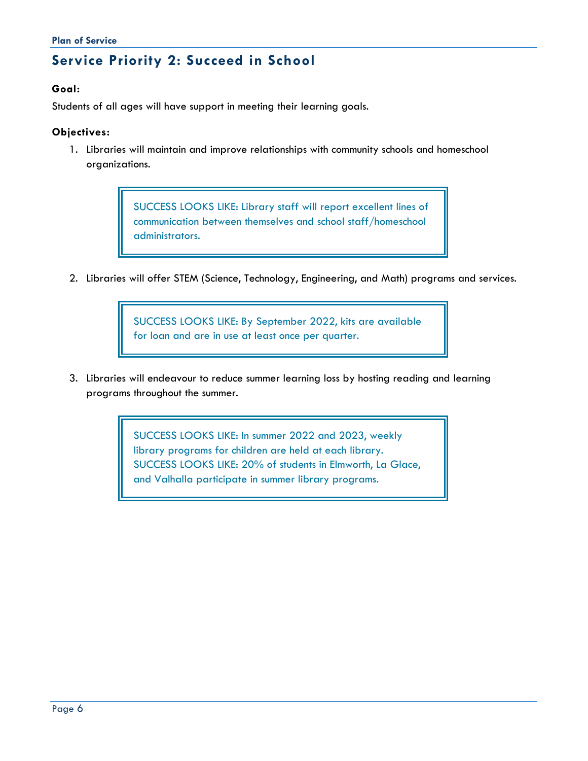## Service Priority 2: Succeed in School

**Goal:**

Students of all ages will have support in meeting their learning goals.

**Objectives:**

1. Libraries will maintain and improve relationships with community schools and homeschool organizations.

   > SUCCESS LOOKS LIKE: Library staff will report excellent lines of communication between themselves and school staff/homeschool administrators.

2. Libraries will offer STEM (Science, Technology, Engineering, and Math) programs and services.

   > SUCCESS LOOKS LIKE: By September 2022, kits are available for loan and are in use at least once per quarter.

3. Libraries will endeavour to reduce summer learning loss by hosting reading and learning programs throughout the summer.

   > SUCCESS LOOKS LIKE: In summer 2022 and 2023, weekly library programs for children are held at each library.
   > SUCCESS LOOKS LIKE: 20% of students in Elmworth, La Glace, and Valhalla participate in summer library programs.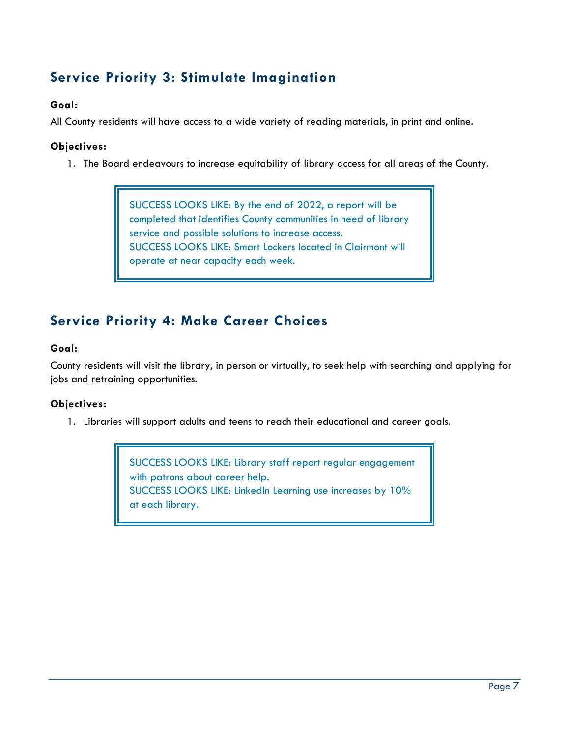## Service Priority 3: Stimulate Imagination

**Goal:**

All County residents will have access to a wide variety of reading materials, in print and online.

**Objectives:**

1. The Board endeavours to increase equitability of library access for all areas of the County.

> SUCCESS LOOKS LIKE: By the end of 2022, a report will be completed that identifies County communities in need of library service and possible solutions to increase access.
> SUCCESS LOOKS LIKE: Smart Lockers located in Clairmont will operate at near capacity each week.

## Service Priority 4: Make Career Choices

**Goal:**

County residents will visit the library, in person or virtually, to seek help with searching and applying for jobs and retraining opportunities.

**Objectives:**

1. Libraries will support adults and teens to reach their educational and career goals.

> SUCCESS LOOKS LIKE: Library staff report regular engagement with patrons about career help.
> SUCCESS LOOKS LIKE: LinkedIn Learning use increases by 10% at each library.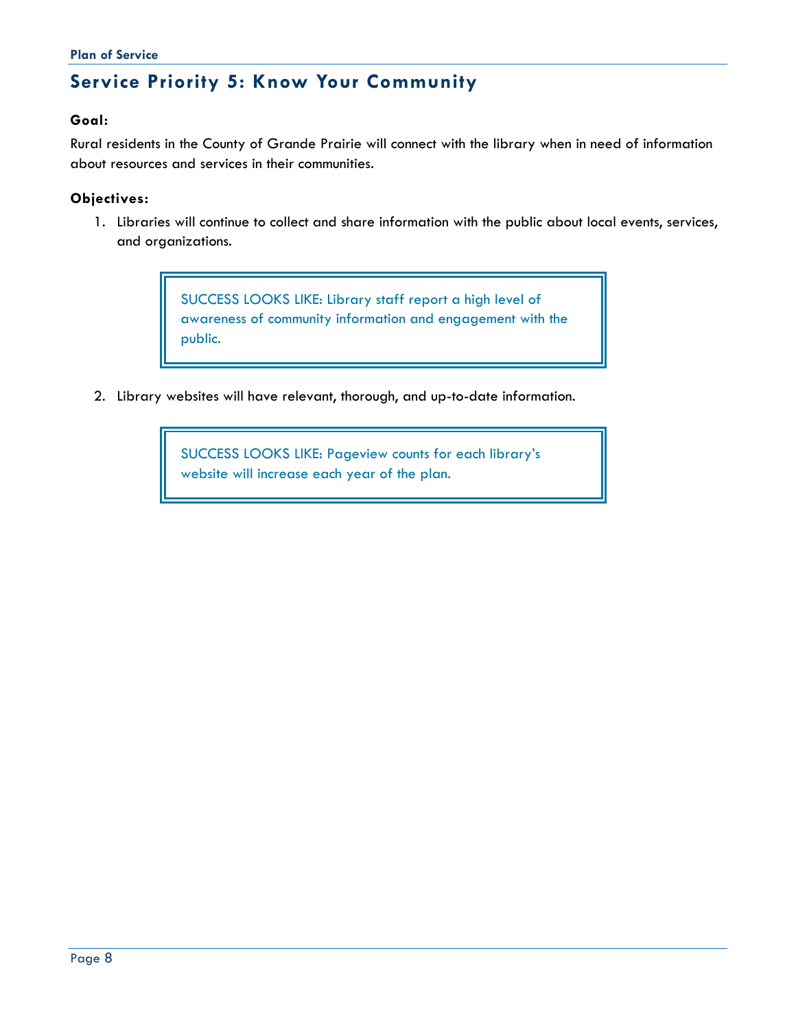## Service Priority 5: Know Your Community

**Goal:**

Rural residents in the County of Grande Prairie will connect with the library when in need of information about resources and services in their communities.

**Objectives:**

1. Libraries will continue to collect and share information with the public about local events, services, and organizations.

> SUCCESS LOOKS LIKE: Library staff report a high level of awareness of community information and engagement with the public.

2. Library websites will have relevant, thorough, and up-to-date information.

> SUCCESS LOOKS LIKE: Pageview counts for each library's website will increase each year of the plan.